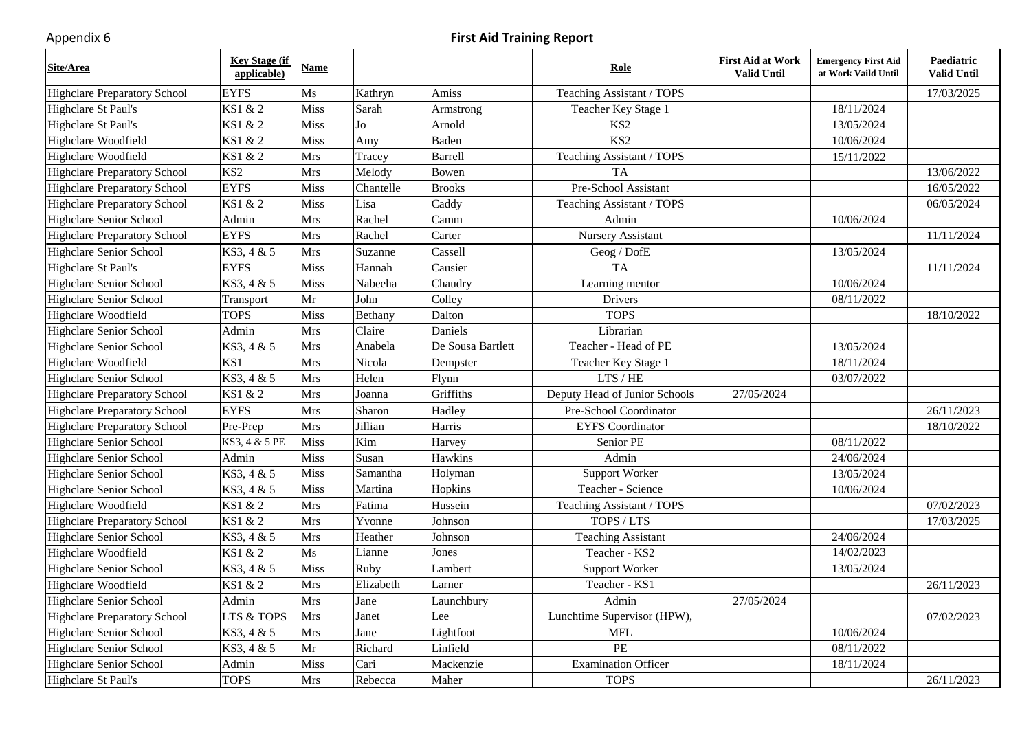Appendix 6

# First Aid Training Report

| Site/Area | Key Stage (if applicable) | Name | | | Role | First Aid at Work Valid Until | Emergency First Aid at Work Vaild Until | Paediatric Valid Until |
|---|---|---|---|---|---|---|---|---|
| Highclare Preparatory School | EYFS | Ms | Kathryn | Amiss | Teaching Assistant / TOPS | | | 17/03/2025 |
| Highclare St Paul's | KS1 & 2 | Miss | Sarah | Armstrong | Teacher Key Stage 1 | | 18/11/2024 | |
| Highclare St Paul's | KS1 & 2 | Miss | Jo | Arnold | KS2 | | 13/05/2024 | |
| Highclare Woodfield | KS1 & 2 | Miss | Amy | Baden | KS2 | | 10/06/2024 | |
| Highclare Woodfield | KS1 & 2 | Mrs | Tracey | Barrell | Teaching Assistant / TOPS | | 15/11/2022 | |
| Highclare Preparatory School | KS2 | Mrs | Melody | Bowen | TA | | | 13/06/2022 |
| Highclare Preparatory School | EYFS | Miss | Chantelle | Brooks | Pre-School Assistant | | | 16/05/2022 |
| Highclare Preparatory School | KS1 & 2 | Miss | Lisa | Caddy | Teaching Assistant / TOPS | | | 06/05/2024 |
| Highclare Senior School | Admin | Mrs | Rachel | Camm | Admin | | 10/06/2024 | |
| Highclare Preparatory School | EYFS | Mrs | Rachel | Carter | Nursery Assistant | | | 11/11/2024 |
| Highclare Senior School | KS3, 4 & 5 | Mrs | Suzanne | Cassell | Geog / DofE | | 13/05/2024 | |
| Highclare St Paul's | EYFS | Miss | Hannah | Causier | TA | | | 11/11/2024 |
| Highclare Senior School | KS3, 4 & 5 | Miss | Nabeeha | Chaudry | Learning mentor | | 10/06/2024 | |
| Highclare Senior School | Transport | Mr | John | Colley | Drivers | | 08/11/2022 | |
| Highclare Woodfield | TOPS | Miss | Bethany | Dalton | TOPS | | | 18/10/2022 |
| Highclare Senior School | Admin | Mrs | Claire | Daniels | Librarian | | | |
| Highclare Senior School | KS3, 4 & 5 | Mrs | Anabela | De Sousa Bartlett | Teacher - Head of PE | | 13/05/2024 | |
| Highclare Woodfield | KS1 | Mrs | Nicola | Dempster | Teacher Key Stage 1 | | 18/11/2024 | |
| Highclare Senior School | KS3, 4 & 5 | Mrs | Helen | Flynn | LTS / HE | | 03/07/2022 | |
| Highclare Preparatory School | KS1 & 2 | Mrs | Joanna | Griffiths | Deputy Head of Junior Schools | 27/05/2024 | | |
| Highclare Preparatory School | EYFS | Mrs | Sharon | Hadley | Pre-School Coordinator | | | 26/11/2023 |
| Highclare Preparatory School | Pre-Prep | Mrs | Jillian | Harris | EYFS Coordinator | | | 18/10/2022 |
| Highclare Senior School | KS3, 4 & 5 PE | Miss | Kim | Harvey | Senior PE | | 08/11/2022 | |
| Highclare Senior School | Admin | Miss | Susan | Hawkins | Admin | | 24/06/2024 | |
| Highclare Senior School | KS3, 4 & 5 | Miss | Samantha | Holyman | Support Worker | | 13/05/2024 | |
| Highclare Senior School | KS3, 4 & 5 | Miss | Martina | Hopkins | Teacher - Science | | 10/06/2024 | |
| Highclare Woodfield | KS1 & 2 | Mrs | Fatima | Hussein | Teaching Assistant / TOPS | | | 07/02/2023 |
| Highclare Preparatory School | KS1 & 2 | Mrs | Yvonne | Johnson | TOPS / LTS | | | 17/03/2025 |
| Highclare Senior School | KS3, 4 & 5 | Mrs | Heather | Johnson | Teaching Assistant | | 24/06/2024 | |
| Highclare Woodfield | KS1 & 2 | Ms | Lianne | Jones | Teacher - KS2 | | 14/02/2023 | |
| Highclare Senior School | KS3, 4 & 5 | Miss | Ruby | Lambert | Support Worker | | 13/05/2024 | |
| Highclare Woodfield | KS1 & 2 | Mrs | Elizabeth | Larner | Teacher - KS1 | | | 26/11/2023 |
| Highclare Senior School | Admin | Mrs | Jane | Launchbury | Admin | 27/05/2024 | | |
| Highclare Preparatory School | LTS & TOPS | Mrs | Janet | Lee | Lunchtime Supervisor (HPW), | | | 07/02/2023 |
| Highclare Senior School | KS3, 4 & 5 | Mrs | Jane | Lightfoot | MFL | | 10/06/2024 | |
| Highclare Senior School | KS3, 4 & 5 | Mr | Richard | Linfield | PE | | 08/11/2022 | |
| Highclare Senior School | Admin | Miss | Cari | Mackenzie | Examination Officer | | 18/11/2024 | |
| Highclare St Paul's | TOPS | Mrs | Rebecca | Maher | TOPS | | | 26/11/2023 |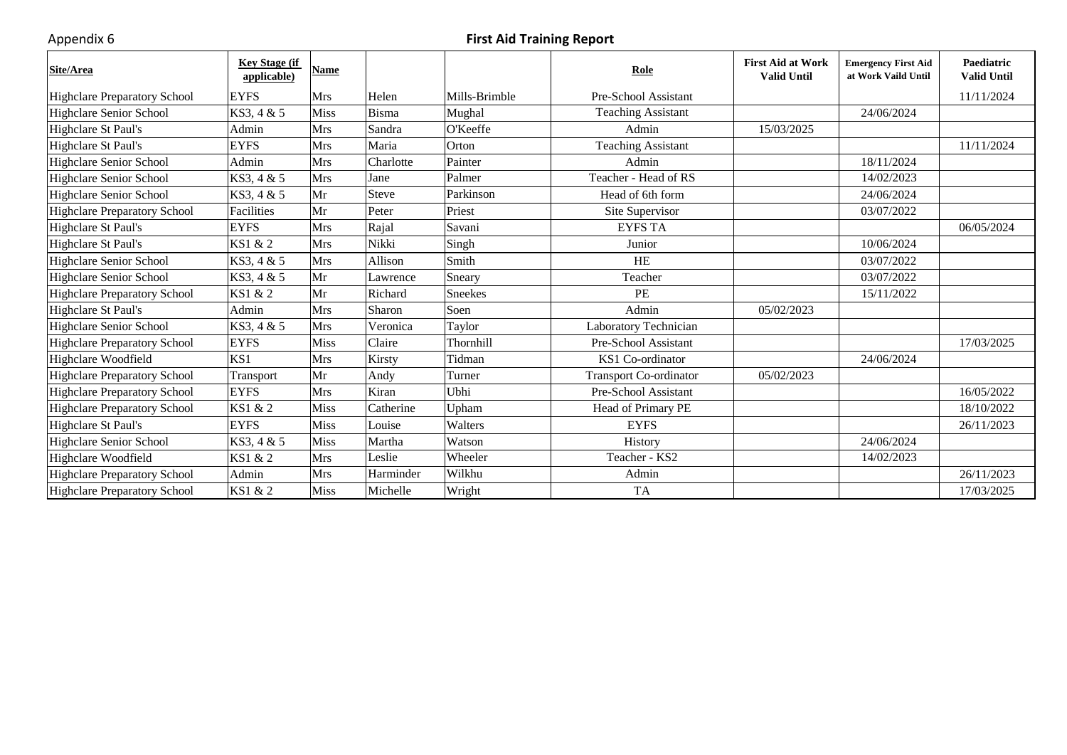Appendix 6

# First Aid Training Report

| Site/Area | Key Stage (if applicable) | Name | | | Role | First Aid at Work Valid Until | Emergency First Aid at Work Vaild Until | Paediatric Valid Until |
|---|---|---|---|---|---|---|---|---|
| Highclare Preparatory School | EYFS | Mrs | Helen | Mills-Brimble | Pre-School Assistant | | | 11/11/2024 |
| Highclare Senior School | KS3, 4 & 5 | Miss | Bisma | Mughal | Teaching Assistant | | 24/06/2024 | |
| Highclare St Paul's | Admin | Mrs | Sandra | O'Keeffe | Admin | 15/03/2025 | | |
| Highclare St Paul's | EYFS | Mrs | Maria | Orton | Teaching Assistant | | | 11/11/2024 |
| Highclare Senior School | Admin | Mrs | Charlotte | Painter | Admin | | 18/11/2024 | |
| Highclare Senior School | KS3, 4 & 5 | Mrs | Jane | Palmer | Teacher - Head of RS | | 14/02/2023 | |
| Highclare Senior School | KS3, 4 & 5 | Mr | Steve | Parkinson | Head of 6th form | | 24/06/2024 | |
| Highclare Preparatory School | Facilities | Mr | Peter | Priest | Site Supervisor | | 03/07/2022 | |
| Highclare St Paul's | EYFS | Mrs | Rajal | Savani | EYFS TA | | | 06/05/2024 |
| Highclare St Paul's | KS1 & 2 | Mrs | Nikki | Singh | Junior | | 10/06/2024 | |
| Highclare Senior School | KS3, 4 & 5 | Mrs | Allison | Smith | HE | | 03/07/2022 | |
| Highclare Senior School | KS3, 4 & 5 | Mr | Lawrence | Sneary | Teacher | | 03/07/2022 | |
| Highclare Preparatory School | KS1 & 2 | Mr | Richard | Sneekes | PE | | 15/11/2022 | |
| Highclare St Paul's | Admin | Mrs | Sharon | Soen | Admin | 05/02/2023 | | |
| Highclare Senior School | KS3, 4 & 5 | Mrs | Veronica | Taylor | Laboratory Technician | | | |
| Highclare Preparatory School | EYFS | Miss | Claire | Thornhill | Pre-School Assistant | | | 17/03/2025 |
| Highclare Woodfield | KS1 | Mrs | Kirsty | Tidman | KS1 Co-ordinator | | 24/06/2024 | |
| Highclare Preparatory School | Transport | Mr | Andy | Turner | Transport Co-ordinator | 05/02/2023 | | |
| Highclare Preparatory School | EYFS | Mrs | Kiran | Ubhi | Pre-School Assistant | | | 16/05/2022 |
| Highclare Preparatory School | KS1 & 2 | Miss | Catherine | Upham | Head of Primary PE | | | 18/10/2022 |
| Highclare St Paul's | EYFS | Miss | Louise | Walters | EYFS | | | 26/11/2023 |
| Highclare Senior School | KS3, 4 & 5 | Miss | Martha | Watson | History | | 24/06/2024 | |
| Highclare Woodfield | KS1 & 2 | Mrs | Leslie | Wheeler | Teacher - KS2 | | 14/02/2023 | |
| Highclare Preparatory School | Admin | Mrs | Harminder | Wilkhu | Admin | | | 26/11/2023 |
| Highclare Preparatory School | KS1 & 2 | Miss | Michelle | Wright | TA | | | 17/03/2025 |